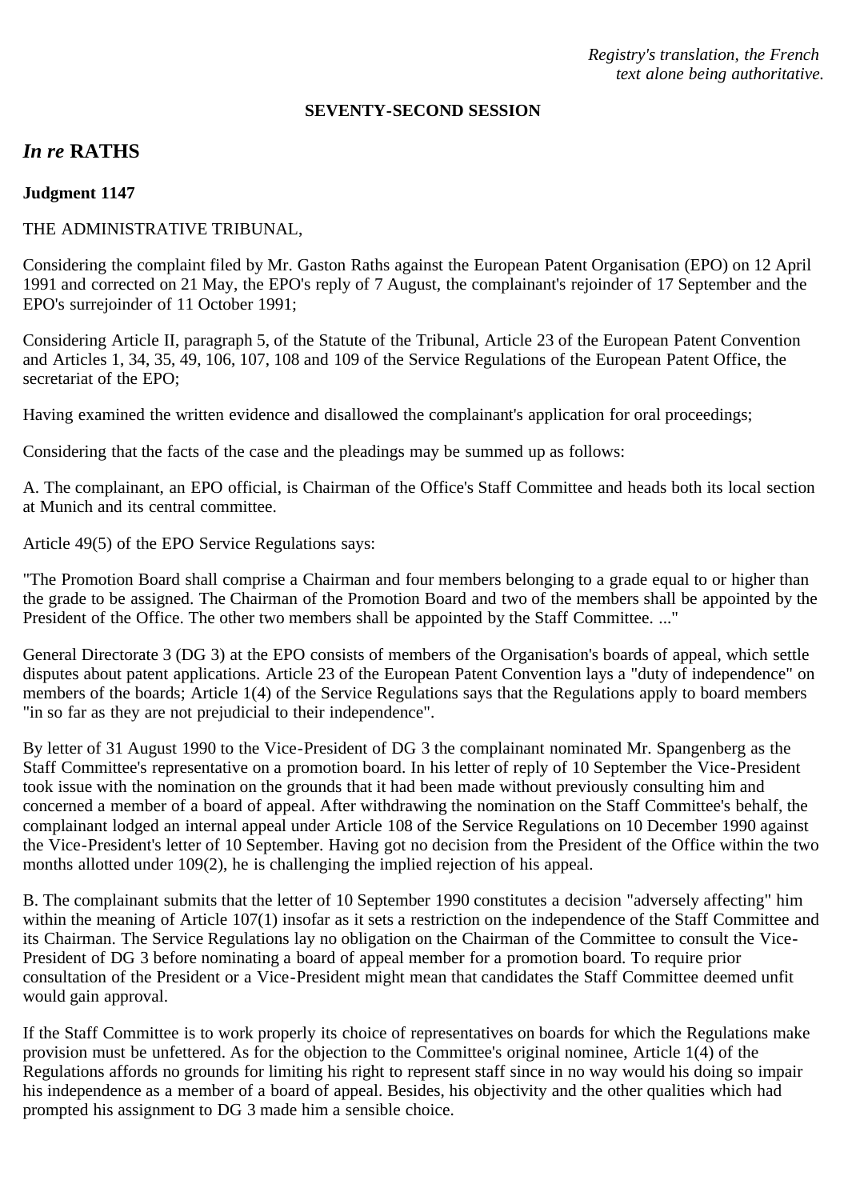*Registry's translation, the French text alone being authoritative.*

**SEVENTY-SECOND SESSION**

## *In re* RATHS

**Judgment 1147**

THE ADMINISTRATIVE TRIBUNAL,

Considering the complaint filed by Mr. Gaston Raths against the European Patent Organisation (EPO) on 12 April 1991 and corrected on 21 May, the EPO's reply of 7 August, the complainant's rejoinder of 17 September and the EPO's surrejoinder of 11 October 1991;

Considering Article II, paragraph 5, of the Statute of the Tribunal, Article 23 of the European Patent Convention and Articles 1, 34, 35, 49, 106, 107, 108 and 109 of the Service Regulations of the European Patent Office, the secretariat of the EPO;

Having examined the written evidence and disallowed the complainant's application for oral proceedings;

Considering that the facts of the case and the pleadings may be summed up as follows:

A. The complainant, an EPO official, is Chairman of the Office's Staff Committee and heads both its local section at Munich and its central committee.

Article 49(5) of the EPO Service Regulations says:

"The Promotion Board shall comprise a Chairman and four members belonging to a grade equal to or higher than the grade to be assigned. The Chairman of the Promotion Board and two of the members shall be appointed by the President of the Office. The other two members shall be appointed by the Staff Committee. ..."

General Directorate 3 (DG 3) at the EPO consists of members of the Organisation's boards of appeal, which settle disputes about patent applications. Article 23 of the European Patent Convention lays a "duty of independence" on members of the boards; Article 1(4) of the Service Regulations says that the Regulations apply to board members "in so far as they are not prejudicial to their independence".

By letter of 31 August 1990 to the Vice-President of DG 3 the complainant nominated Mr. Spangenberg as the Staff Committee's representative on a promotion board. In his letter of reply of 10 September the Vice-President took issue with the nomination on the grounds that it had been made without previously consulting him and concerned a member of a board of appeal. After withdrawing the nomination on the Staff Committee's behalf, the complainant lodged an internal appeal under Article 108 of the Service Regulations on 10 December 1990 against the Vice-President's letter of 10 September. Having got no decision from the President of the Office within the two months allotted under 109(2), he is challenging the implied rejection of his appeal.

B. The complainant submits that the letter of 10 September 1990 constitutes a decision "adversely affecting" him within the meaning of Article 107(1) insofar as it sets a restriction on the independence of the Staff Committee and its Chairman. The Service Regulations lay no obligation on the Chairman of the Committee to consult the Vice-President of DG 3 before nominating a board of appeal member for a promotion board. To require prior consultation of the President or a Vice-President might mean that candidates the Staff Committee deemed unfit would gain approval.

If the Staff Committee is to work properly its choice of representatives on boards for which the Regulations make provision must be unfettered. As for the objection to the Committee's original nominee, Article 1(4) of the Regulations affords no grounds for limiting his right to represent staff since in no way would his doing so impair his independence as a member of a board of appeal. Besides, his objectivity and the other qualities which had prompted his assignment to DG 3 made him a sensible choice.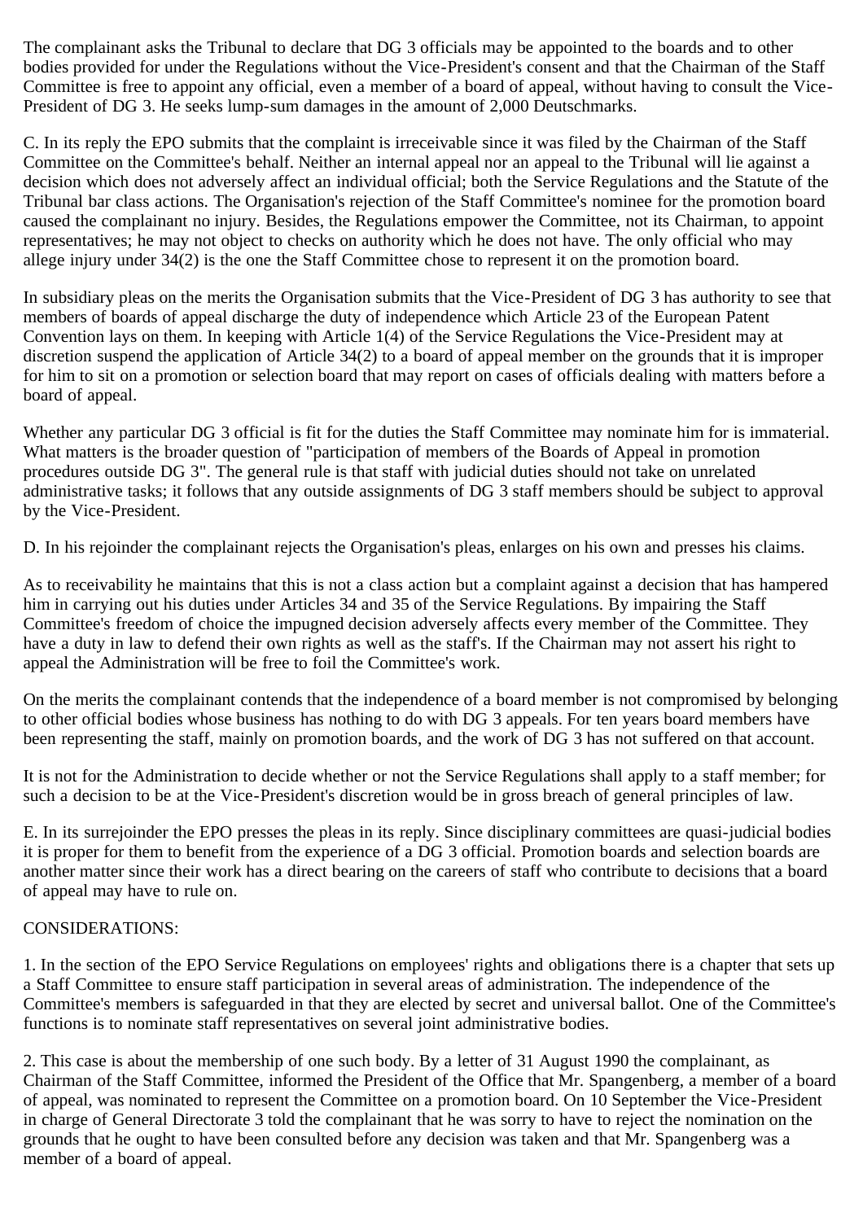The complainant asks the Tribunal to declare that DG 3 officials may be appointed to the boards and to other bodies provided for under the Regulations without the Vice-President's consent and that the Chairman of the Staff Committee is free to appoint any official, even a member of a board of appeal, without having to consult the Vice-President of DG 3. He seeks lump-sum damages in the amount of 2,000 Deutschmarks.

C. In its reply the EPO submits that the complaint is irreceivable since it was filed by the Chairman of the Staff Committee on the Committee's behalf. Neither an internal appeal nor an appeal to the Tribunal will lie against a decision which does not adversely affect an individual official; both the Service Regulations and the Statute of the Tribunal bar class actions. The Organisation's rejection of the Staff Committee's nominee for the promotion board caused the complainant no injury. Besides, the Regulations empower the Committee, not its Chairman, to appoint representatives; he may not object to checks on authority which he does not have. The only official who may allege injury under 34(2) is the one the Staff Committee chose to represent it on the promotion board.

In subsidiary pleas on the merits the Organisation submits that the Vice-President of DG 3 has authority to see that members of boards of appeal discharge the duty of independence which Article 23 of the European Patent Convention lays on them. In keeping with Article 1(4) of the Service Regulations the Vice-President may at discretion suspend the application of Article 34(2) to a board of appeal member on the grounds that it is improper for him to sit on a promotion or selection board that may report on cases of officials dealing with matters before a board of appeal.

Whether any particular DG 3 official is fit for the duties the Staff Committee may nominate him for is immaterial. What matters is the broader question of "participation of members of the Boards of Appeal in promotion procedures outside DG 3". The general rule is that staff with judicial duties should not take on unrelated administrative tasks; it follows that any outside assignments of DG 3 staff members should be subject to approval by the Vice-President.

D. In his rejoinder the complainant rejects the Organisation's pleas, enlarges on his own and presses his claims.

As to receivability he maintains that this is not a class action but a complaint against a decision that has hampered him in carrying out his duties under Articles 34 and 35 of the Service Regulations. By impairing the Staff Committee's freedom of choice the impugned decision adversely affects every member of the Committee. They have a duty in law to defend their own rights as well as the staff's. If the Chairman may not assert his right to appeal the Administration will be free to foil the Committee's work.

On the merits the complainant contends that the independence of a board member is not compromised by belonging to other official bodies whose business has nothing to do with DG 3 appeals. For ten years board members have been representing the staff, mainly on promotion boards, and the work of DG 3 has not suffered on that account.

It is not for the Administration to decide whether or not the Service Regulations shall apply to a staff member; for such a decision to be at the Vice-President's discretion would be in gross breach of general principles of law.

E. In its surrejoinder the EPO presses the pleas in its reply. Since disciplinary committees are quasi-judicial bodies it is proper for them to benefit from the experience of a DG 3 official. Promotion boards and selection boards are another matter since their work has a direct bearing on the careers of staff who contribute to decisions that a board of appeal may have to rule on.

CONSIDERATIONS:

1. In the section of the EPO Service Regulations on employees' rights and obligations there is a chapter that sets up a Staff Committee to ensure staff participation in several areas of administration. The independence of the Committee's members is safeguarded in that they are elected by secret and universal ballot. One of the Committee's functions is to nominate staff representatives on several joint administrative bodies.

2. This case is about the membership of one such body. By a letter of 31 August 1990 the complainant, as Chairman of the Staff Committee, informed the President of the Office that Mr. Spangenberg, a member of a board of appeal, was nominated to represent the Committee on a promotion board. On 10 September the Vice-President in charge of General Directorate 3 told the complainant that he was sorry to have to reject the nomination on the grounds that he ought to have been consulted before any decision was taken and that Mr. Spangenberg was a member of a board of appeal.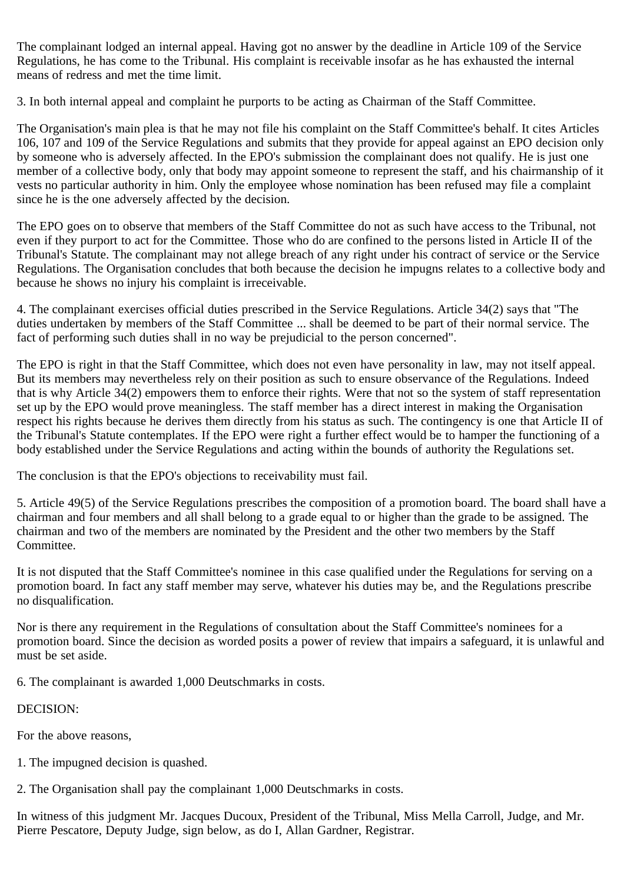The complainant lodged an internal appeal. Having got no answer by the deadline in Article 109 of the Service Regulations, he has come to the Tribunal. His complaint is receivable insofar as he has exhausted the internal means of redress and met the time limit.

3. In both internal appeal and complaint he purports to be acting as Chairman of the Staff Committee.

The Organisation's main plea is that he may not file his complaint on the Staff Committee's behalf. It cites Articles 106, 107 and 109 of the Service Regulations and submits that they provide for appeal against an EPO decision only by someone who is adversely affected. In the EPO's submission the complainant does not qualify. He is just one member of a collective body, only that body may appoint someone to represent the staff, and his chairmanship of it vests no particular authority in him. Only the employee whose nomination has been refused may file a complaint since he is the one adversely affected by the decision.

The EPO goes on to observe that members of the Staff Committee do not as such have access to the Tribunal, not even if they purport to act for the Committee. Those who do are confined to the persons listed in Article II of the Tribunal's Statute. The complainant may not allege breach of any right under his contract of service or the Service Regulations. The Organisation concludes that both because the decision he impugns relates to a collective body and because he shows no injury his complaint is irreceivable.

4. The complainant exercises official duties prescribed in the Service Regulations. Article 34(2) says that "The duties undertaken by members of the Staff Committee ... shall be deemed to be part of their normal service. The fact of performing such duties shall in no way be prejudicial to the person concerned".

The EPO is right in that the Staff Committee, which does not even have personality in law, may not itself appeal. But its members may nevertheless rely on their position as such to ensure observance of the Regulations. Indeed that is why Article 34(2) empowers them to enforce their rights. Were that not so the system of staff representation set up by the EPO would prove meaningless. The staff member has a direct interest in making the Organisation respect his rights because he derives them directly from his status as such. The contingency is one that Article II of the Tribunal's Statute contemplates. If the EPO were right a further effect would be to hamper the functioning of a body established under the Service Regulations and acting within the bounds of authority the Regulations set.

The conclusion is that the EPO's objections to receivability must fail.

5. Article 49(5) of the Service Regulations prescribes the composition of a promotion board. The board shall have a chairman and four members and all shall belong to a grade equal to or higher than the grade to be assigned. The chairman and two of the members are nominated by the President and the other two members by the Staff Committee.

It is not disputed that the Staff Committee's nominee in this case qualified under the Regulations for serving on a promotion board. In fact any staff member may serve, whatever his duties may be, and the Regulations prescribe no disqualification.

Nor is there any requirement in the Regulations of consultation about the Staff Committee's nominees for a promotion board. Since the decision as worded posits a power of review that impairs a safeguard, it is unlawful and must be set aside.

6. The complainant is awarded 1,000 Deutschmarks in costs.

DECISION:

For the above reasons,

1. The impugned decision is quashed.

2. The Organisation shall pay the complainant 1,000 Deutschmarks in costs.

In witness of this judgment Mr. Jacques Ducoux, President of the Tribunal, Miss Mella Carroll, Judge, and Mr. Pierre Pescatore, Deputy Judge, sign below, as do I, Allan Gardner, Registrar.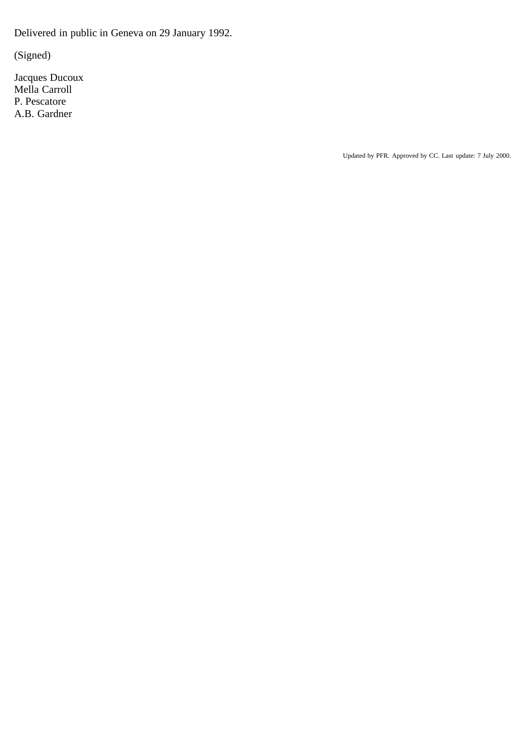Delivered in public in Geneva on 29 January 1992.

(Signed)

Jacques Ducoux
Mella Carroll
P. Pescatore
A.B. Gardner

Updated by PFR. Approved by CC. Last update: 7 July 2000.